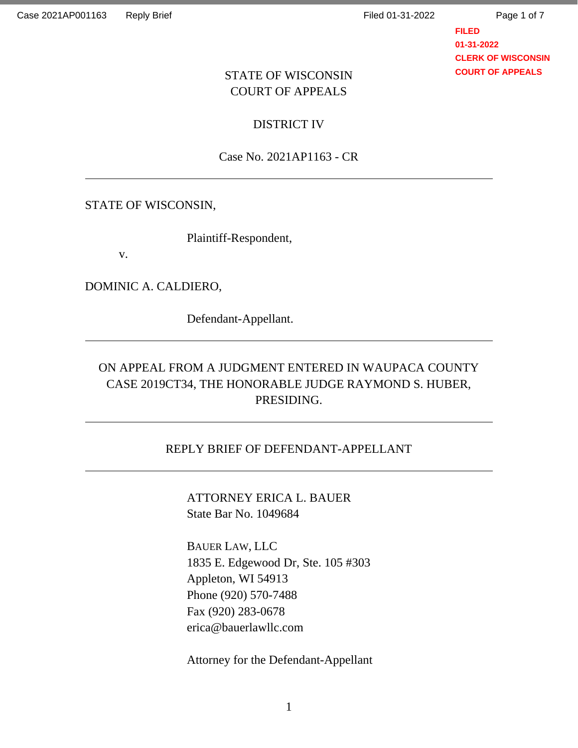STATE OF WISCONSIN
COURT OF APPEALS

DISTRICT IV

Case No. 2021AP1163 - CR

---

STATE OF WISCONSIN,

Plaintiff-Respondent,

v.

DOMINIC A. CALDIERO,

Defendant-Appellant.

---

ON APPEAL FROM A JUDGMENT ENTERED IN WAUPACA COUNTY CASE 2019CT34, THE HONORABLE JUDGE RAYMOND S. HUBER, PRESIDING.

---

REPLY BRIEF OF DEFENDANT-APPELLANT

---

ATTORNEY ERICA L. BAUER
State Bar No. 1049684

BAUER LAW, LLC
1835 E. Edgewood Dr, Ste. 105 #303
Appleton, WI 54913
Phone (920) 570-7488
Fax (920) 283-0678
erica@bauerlawllc.com

Attorney for the Defendant-Appellant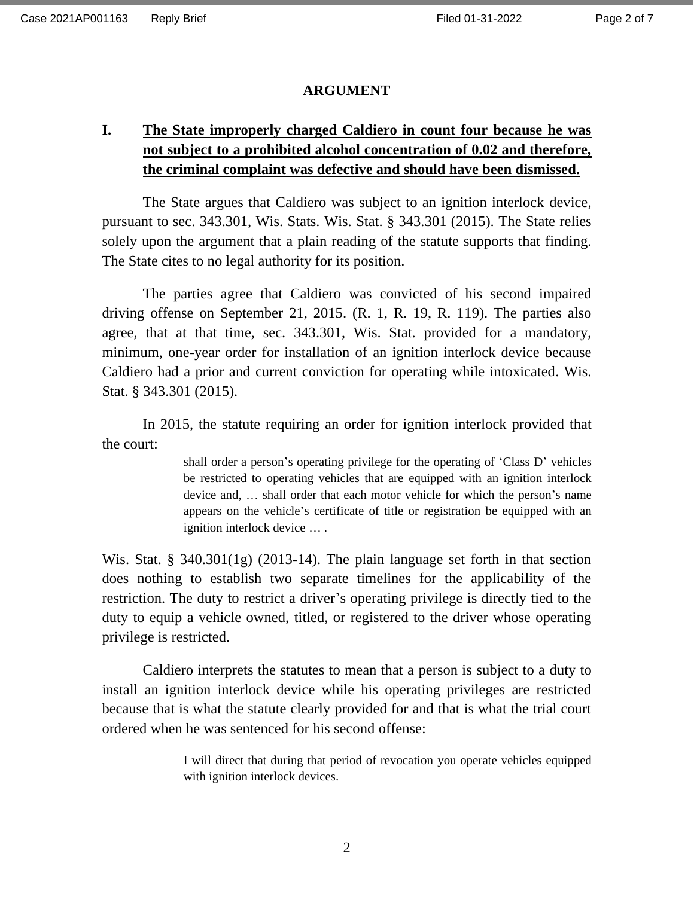## ARGUMENT

**I. <u>The State improperly charged Caldiero in count four because he was not subject to a prohibited alcohol concentration of 0.02 and therefore, the criminal complaint was defective and should have been dismissed.</u>**

The State argues that Caldiero was subject to an ignition interlock device, pursuant to sec. 343.301, Wis. Stats. Wis. Stat. § 343.301 (2015). The State relies solely upon the argument that a plain reading of the statute supports that finding. The State cites to no legal authority for its position.

The parties agree that Caldiero was convicted of his second impaired driving offense on September 21, 2015. (R. 1, R. 19, R. 119). The parties also agree, that at that time, sec. 343.301, Wis. Stat. provided for a mandatory, minimum, one-year order for installation of an ignition interlock device because Caldiero had a prior and current conviction for operating while intoxicated. Wis. Stat. § 343.301 (2015).

In 2015, the statute requiring an order for ignition interlock provided that the court:

> shall order a person's operating privilege for the operating of 'Class D' vehicles be restricted to operating vehicles that are equipped with an ignition interlock device and, … shall order that each motor vehicle for which the person's name appears on the vehicle's certificate of title or registration be equipped with an ignition interlock device … .

Wis. Stat. § 340.301(1g) (2013-14). The plain language set forth in that section does nothing to establish two separate timelines for the applicability of the restriction. The duty to restrict a driver's operating privilege is directly tied to the duty to equip a vehicle owned, titled, or registered to the driver whose operating privilege is restricted.

Caldiero interprets the statutes to mean that a person is subject to a duty to install an ignition interlock device while his operating privileges are restricted because that is what the statute clearly provided for and that is what the trial court ordered when he was sentenced for his second offense:

> I will direct that during that period of revocation you operate vehicles equipped with ignition interlock devices.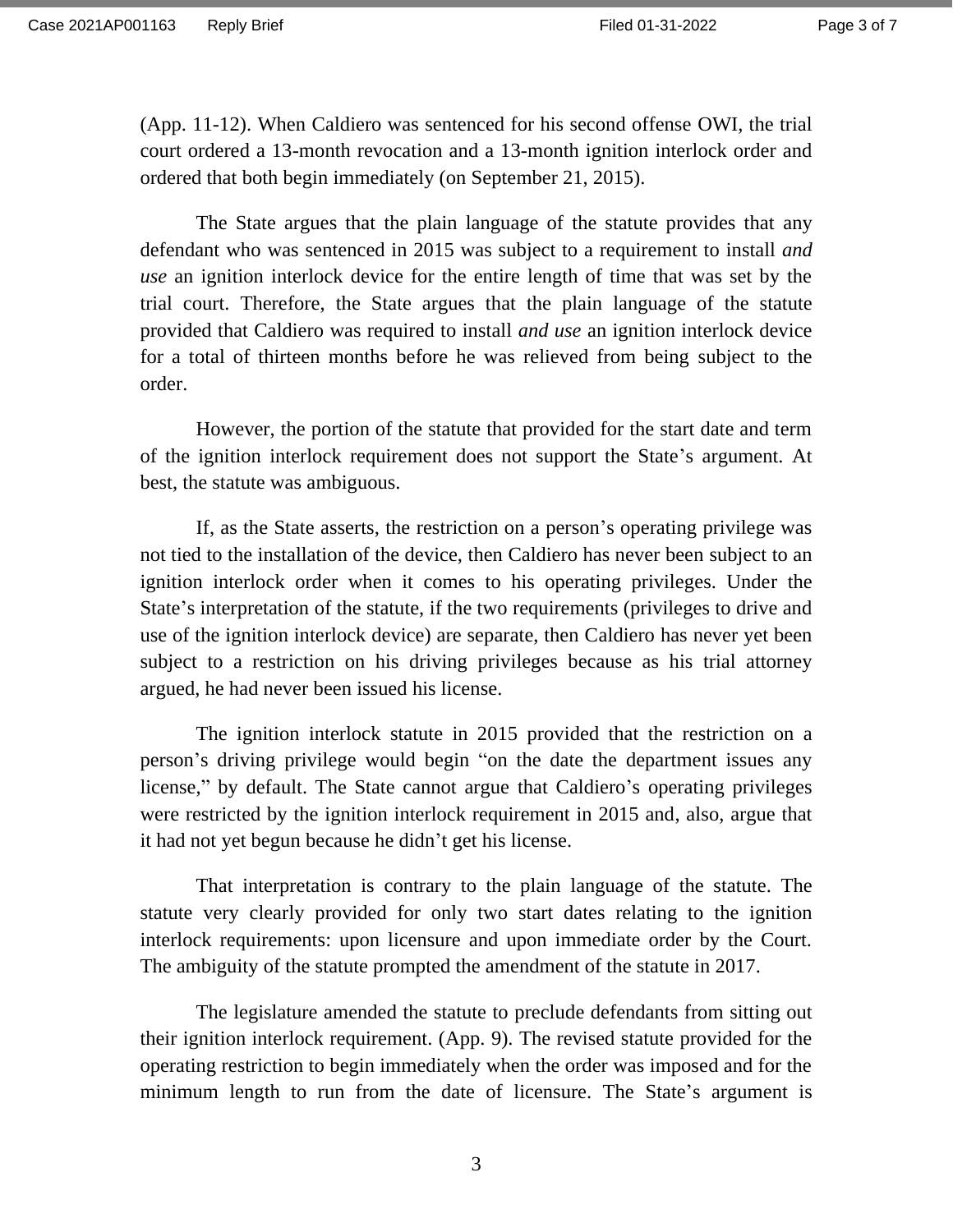(App. 11-12). When Caldiero was sentenced for his second offense OWI, the trial court ordered a 13-month revocation and a 13-month ignition interlock order and ordered that both begin immediately (on September 21, 2015).

The State argues that the plain language of the statute provides that any defendant who was sentenced in 2015 was subject to a requirement to install *and use* an ignition interlock device for the entire length of time that was set by the trial court. Therefore, the State argues that the plain language of the statute provided that Caldiero was required to install *and use* an ignition interlock device for a total of thirteen months before he was relieved from being subject to the order.

However, the portion of the statute that provided for the start date and term of the ignition interlock requirement does not support the State's argument. At best, the statute was ambiguous.

If, as the State asserts, the restriction on a person's operating privilege was not tied to the installation of the device, then Caldiero has never been subject to an ignition interlock order when it comes to his operating privileges. Under the State's interpretation of the statute, if the two requirements (privileges to drive and use of the ignition interlock device) are separate, then Caldiero has never yet been subject to a restriction on his driving privileges because as his trial attorney argued, he had never been issued his license.

The ignition interlock statute in 2015 provided that the restriction on a person's driving privilege would begin "on the date the department issues any license," by default. The State cannot argue that Caldiero's operating privileges were restricted by the ignition interlock requirement in 2015 and, also, argue that it had not yet begun because he didn't get his license.

That interpretation is contrary to the plain language of the statute. The statute very clearly provided for only two start dates relating to the ignition interlock requirements: upon licensure and upon immediate order by the Court. The ambiguity of the statute prompted the amendment of the statute in 2017.

The legislature amended the statute to preclude defendants from sitting out their ignition interlock requirement. (App. 9). The revised statute provided for the operating restriction to begin immediately when the order was imposed and for the minimum length to run from the date of licensure. The State's argument is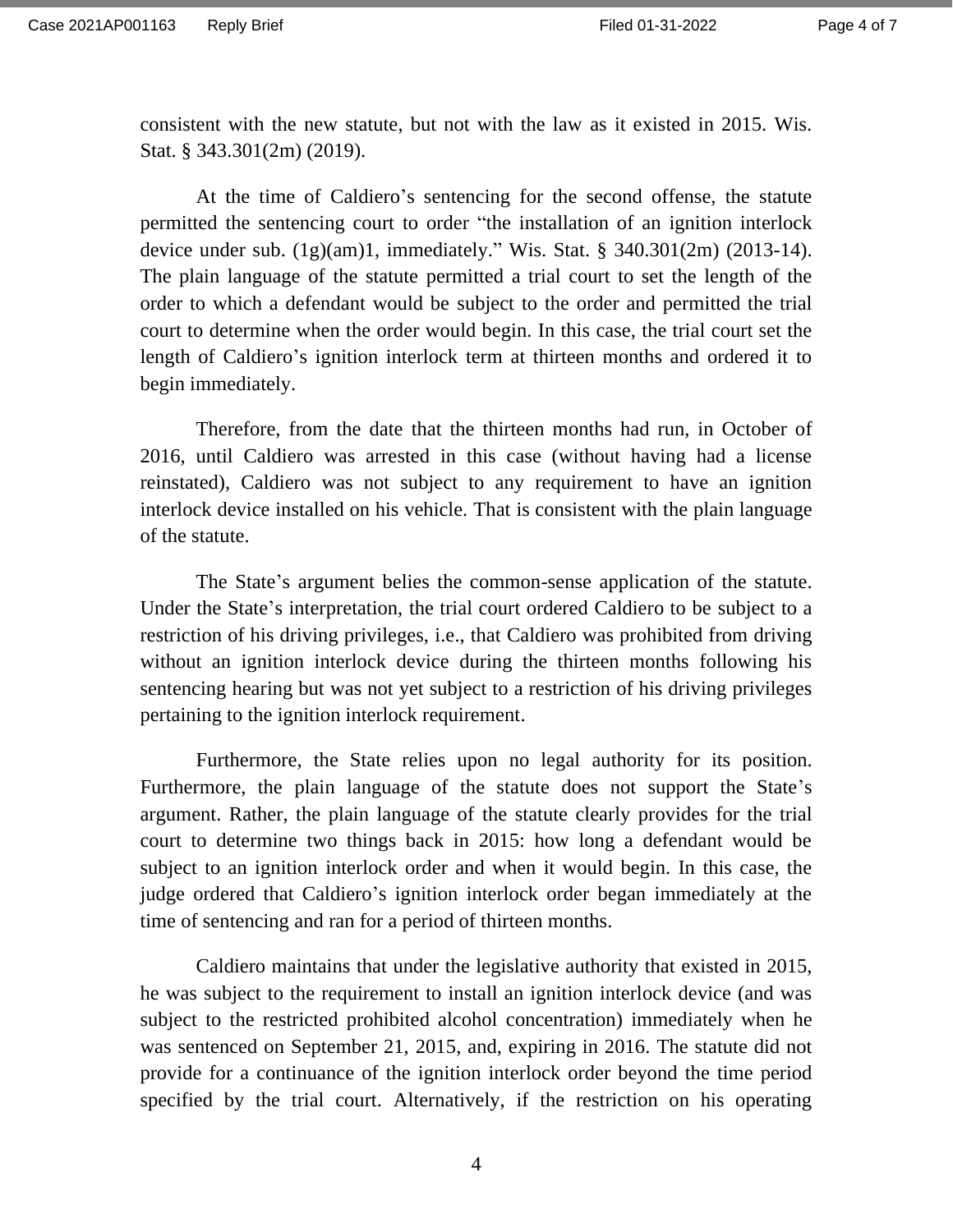consistent with the new statute, but not with the law as it existed in 2015. Wis. Stat. § 343.301(2m) (2019).

At the time of Caldiero's sentencing for the second offense, the statute permitted the sentencing court to order "the installation of an ignition interlock device under sub. (1g)(am)1, immediately." Wis. Stat. § 340.301(2m) (2013-14). The plain language of the statute permitted a trial court to set the length of the order to which a defendant would be subject to the order and permitted the trial court to determine when the order would begin. In this case, the trial court set the length of Caldiero's ignition interlock term at thirteen months and ordered it to begin immediately.

Therefore, from the date that the thirteen months had run, in October of 2016, until Caldiero was arrested in this case (without having had a license reinstated), Caldiero was not subject to any requirement to have an ignition interlock device installed on his vehicle. That is consistent with the plain language of the statute.

The State's argument belies the common-sense application of the statute. Under the State's interpretation, the trial court ordered Caldiero to be subject to a restriction of his driving privileges, i.e., that Caldiero was prohibited from driving without an ignition interlock device during the thirteen months following his sentencing hearing but was not yet subject to a restriction of his driving privileges pertaining to the ignition interlock requirement.

Furthermore, the State relies upon no legal authority for its position. Furthermore, the plain language of the statute does not support the State's argument. Rather, the plain language of the statute clearly provides for the trial court to determine two things back in 2015: how long a defendant would be subject to an ignition interlock order and when it would begin. In this case, the judge ordered that Caldiero's ignition interlock order began immediately at the time of sentencing and ran for a period of thirteen months.

Caldiero maintains that under the legislative authority that existed in 2015, he was subject to the requirement to install an ignition interlock device (and was subject to the restricted prohibited alcohol concentration) immediately when he was sentenced on September 21, 2015, and, expiring in 2016. The statute did not provide for a continuance of the ignition interlock order beyond the time period specified by the trial court. Alternatively, if the restriction on his operating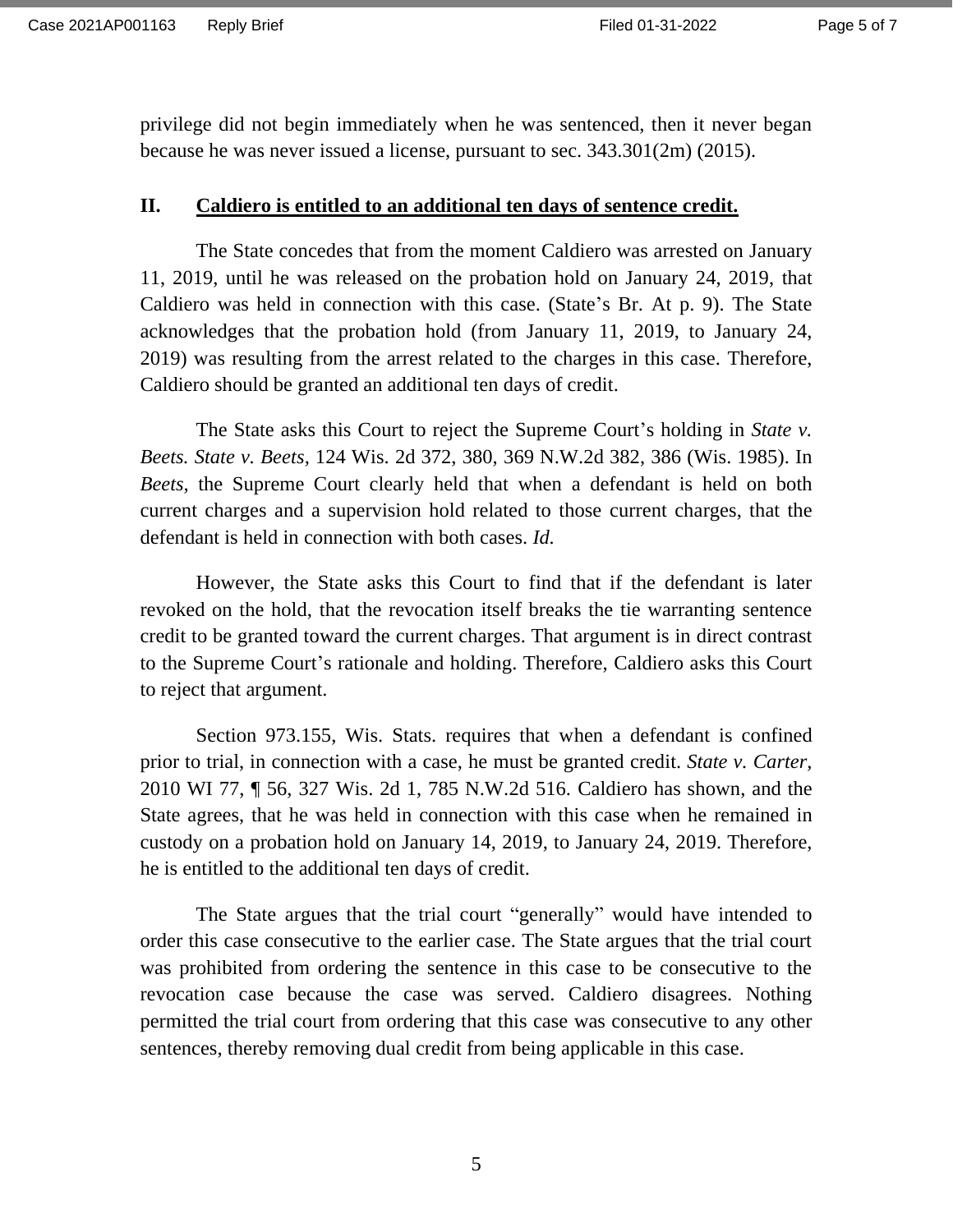privilege did not begin immediately when he was sentenced, then it never began because he was never issued a license, pursuant to sec. 343.301(2m) (2015).

## II. <u>**Caldiero is entitled to an additional ten days of sentence credit.**</u>

The State concedes that from the moment Caldiero was arrested on January 11, 2019, until he was released on the probation hold on January 24, 2019, that Caldiero was held in connection with this case. (State's Br. At p. 9). The State acknowledges that the probation hold (from January 11, 2019, to January 24, 2019) was resulting from the arrest related to the charges in this case. Therefore, Caldiero should be granted an additional ten days of credit.

The State asks this Court to reject the Supreme Court's holding in *State v. Beets. State v. Beets,* 124 Wis. 2d 372, 380, 369 N.W.2d 382, 386 (Wis. 1985). In *Beets,* the Supreme Court clearly held that when a defendant is held on both current charges and a supervision hold related to those current charges, that the defendant is held in connection with both cases. *Id.*

However, the State asks this Court to find that if the defendant is later revoked on the hold, that the revocation itself breaks the tie warranting sentence credit to be granted toward the current charges. That argument is in direct contrast to the Supreme Court's rationale and holding. Therefore, Caldiero asks this Court to reject that argument.

Section 973.155, Wis. Stats. requires that when a defendant is confined prior to trial, in connection with a case, he must be granted credit. *State v. Carter,* 2010 WI 77, ¶ 56, 327 Wis. 2d 1, 785 N.W.2d 516. Caldiero has shown, and the State agrees, that he was held in connection with this case when he remained in custody on a probation hold on January 14, 2019, to January 24, 2019. Therefore, he is entitled to the additional ten days of credit.

The State argues that the trial court "generally" would have intended to order this case consecutive to the earlier case. The State argues that the trial court was prohibited from ordering the sentence in this case to be consecutive to the revocation case because the case was served. Caldiero disagrees. Nothing permitted the trial court from ordering that this case was consecutive to any other sentences, thereby removing dual credit from being applicable in this case.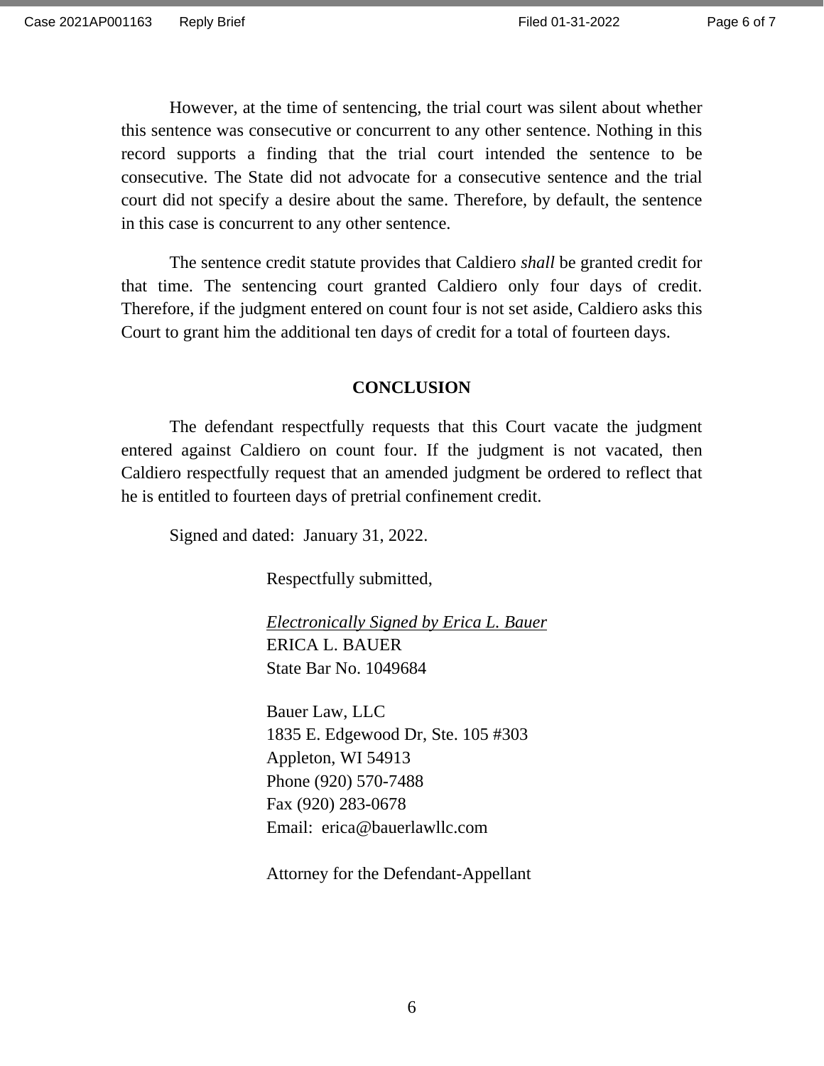However, at the time of sentencing, the trial court was silent about whether this sentence was consecutive or concurrent to any other sentence. Nothing in this record supports a finding that the trial court intended the sentence to be consecutive. The State did not advocate for a consecutive sentence and the trial court did not specify a desire about the same. Therefore, by default, the sentence in this case is concurrent to any other sentence.

The sentence credit statute provides that Caldiero *shall* be granted credit for that time. The sentencing court granted Caldiero only four days of credit. Therefore, if the judgment entered on count four is not set aside, Caldiero asks this Court to grant him the additional ten days of credit for a total of fourteen days.

## CONCLUSION

The defendant respectfully requests that this Court vacate the judgment entered against Caldiero on count four. If the judgment is not vacated, then Caldiero respectfully request that an amended judgment be ordered to reflect that he is entitled to fourteen days of pretrial confinement credit.

Signed and dated: January 31, 2022.

Respectfully submitted,

*Electronically Signed by Erica L. Bauer*
ERICA L. BAUER
State Bar No. 1049684

Bauer Law, LLC
1835 E. Edgewood Dr, Ste. 105 #303
Appleton, WI 54913
Phone (920) 570-7488
Fax (920) 283-0678
Email: erica@bauerlawllc.com

Attorney for the Defendant-Appellant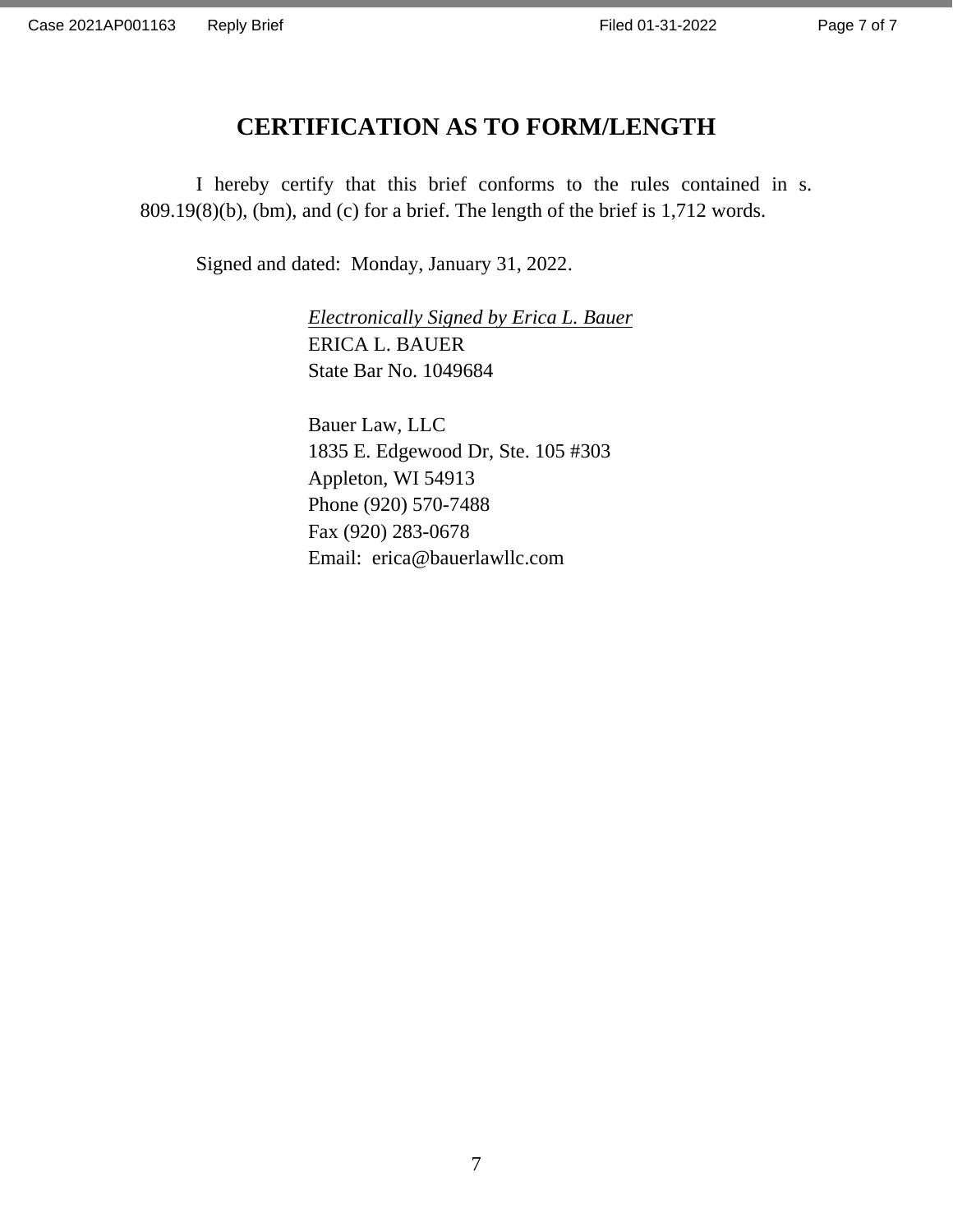# CERTIFICATION AS TO FORM/LENGTH

I hereby certify that this brief conforms to the rules contained in s. 809.19(8)(b), (bm), and (c) for a brief. The length of the brief is 1,712 words.

Signed and dated: Monday, January 31, 2022.

*Electronically Signed by Erica L. Bauer*
ERICA L. BAUER
State Bar No. 1049684

Bauer Law, LLC
1835 E. Edgewood Dr, Ste. 105 #303
Appleton, WI 54913
Phone (920) 570-7488
Fax (920) 283-0678
Email: erica@bauerlawllc.com